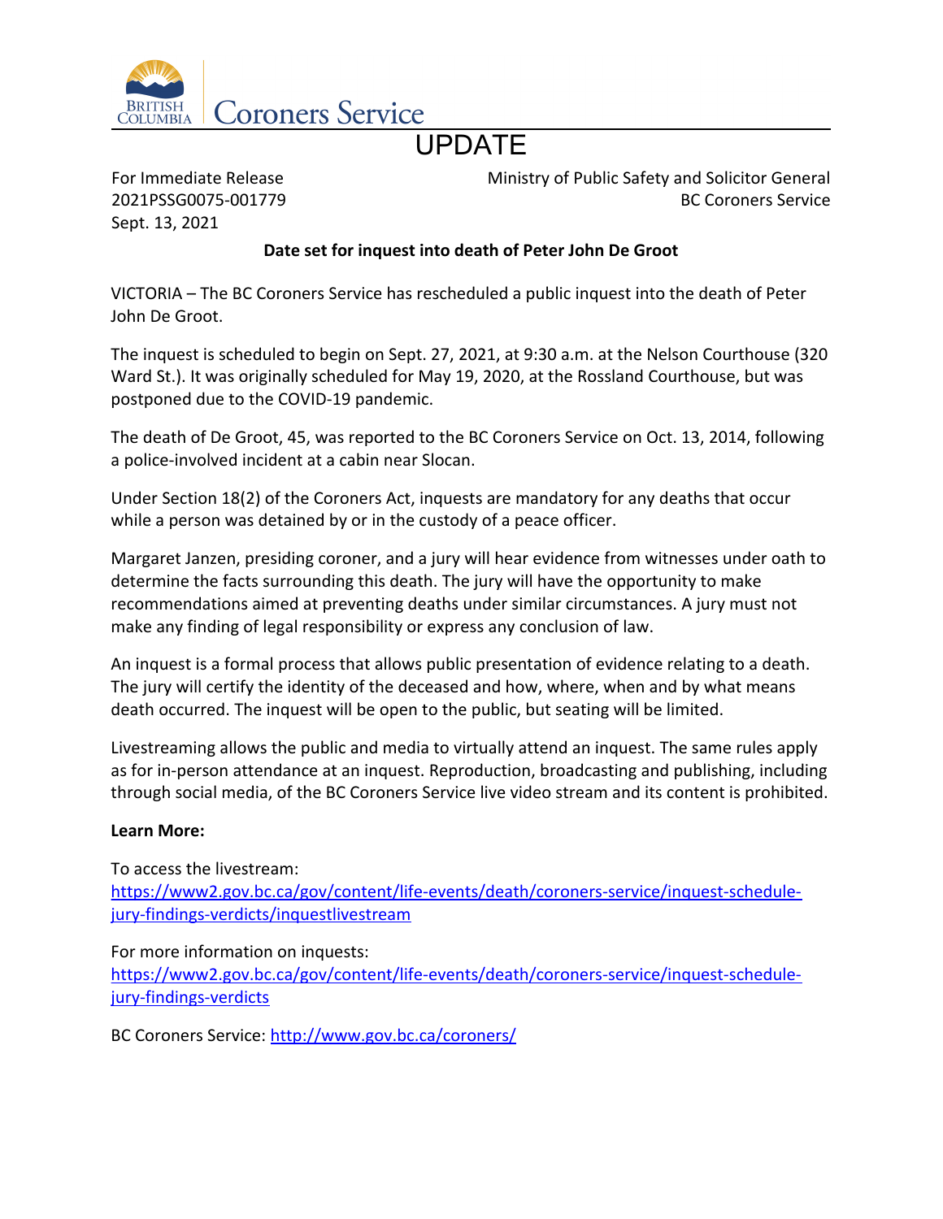British Columbia Coroners Service

# UPDATE

For Immediate Release
2021PSSG0075-001779
Sept. 13, 2021

Ministry of Public Safety and Solicitor General
BC Coroners Service

**Date set for inquest into death of Peter John De Groot**

VICTORIA – The BC Coroners Service has rescheduled a public inquest into the death of Peter John De Groot.

The inquest is scheduled to begin on Sept. 27, 2021, at 9:30 a.m. at the Nelson Courthouse (320 Ward St.). It was originally scheduled for May 19, 2020, at the Rossland Courthouse, but was postponed due to the COVID-19 pandemic.

The death of De Groot, 45, was reported to the BC Coroners Service on Oct. 13, 2014, following a police-involved incident at a cabin near Slocan.

Under Section 18(2) of the Coroners Act, inquests are mandatory for any deaths that occur while a person was detained by or in the custody of a peace officer.

Margaret Janzen, presiding coroner, and a jury will hear evidence from witnesses under oath to determine the facts surrounding this death. The jury will have the opportunity to make recommendations aimed at preventing deaths under similar circumstances. A jury must not make any finding of legal responsibility or express any conclusion of law.

An inquest is a formal process that allows public presentation of evidence relating to a death. The jury will certify the identity of the deceased and how, where, when and by what means death occurred. The inquest will be open to the public, but seating will be limited.

Livestreaming allows the public and media to virtually attend an inquest. The same rules apply as for in-person attendance at an inquest. Reproduction, broadcasting and publishing, including through social media, of the BC Coroners Service live video stream and its content is prohibited.

**Learn More:**

To access the livestream:
https://www2.gov.bc.ca/gov/content/life-events/death/coroners-service/inquest-schedule-jury-findings-verdicts/inquestlivestream

For more information on inquests:
https://www2.gov.bc.ca/gov/content/life-events/death/coroners-service/inquest-schedule-jury-findings-verdicts

BC Coroners Service: http://www.gov.bc.ca/coroners/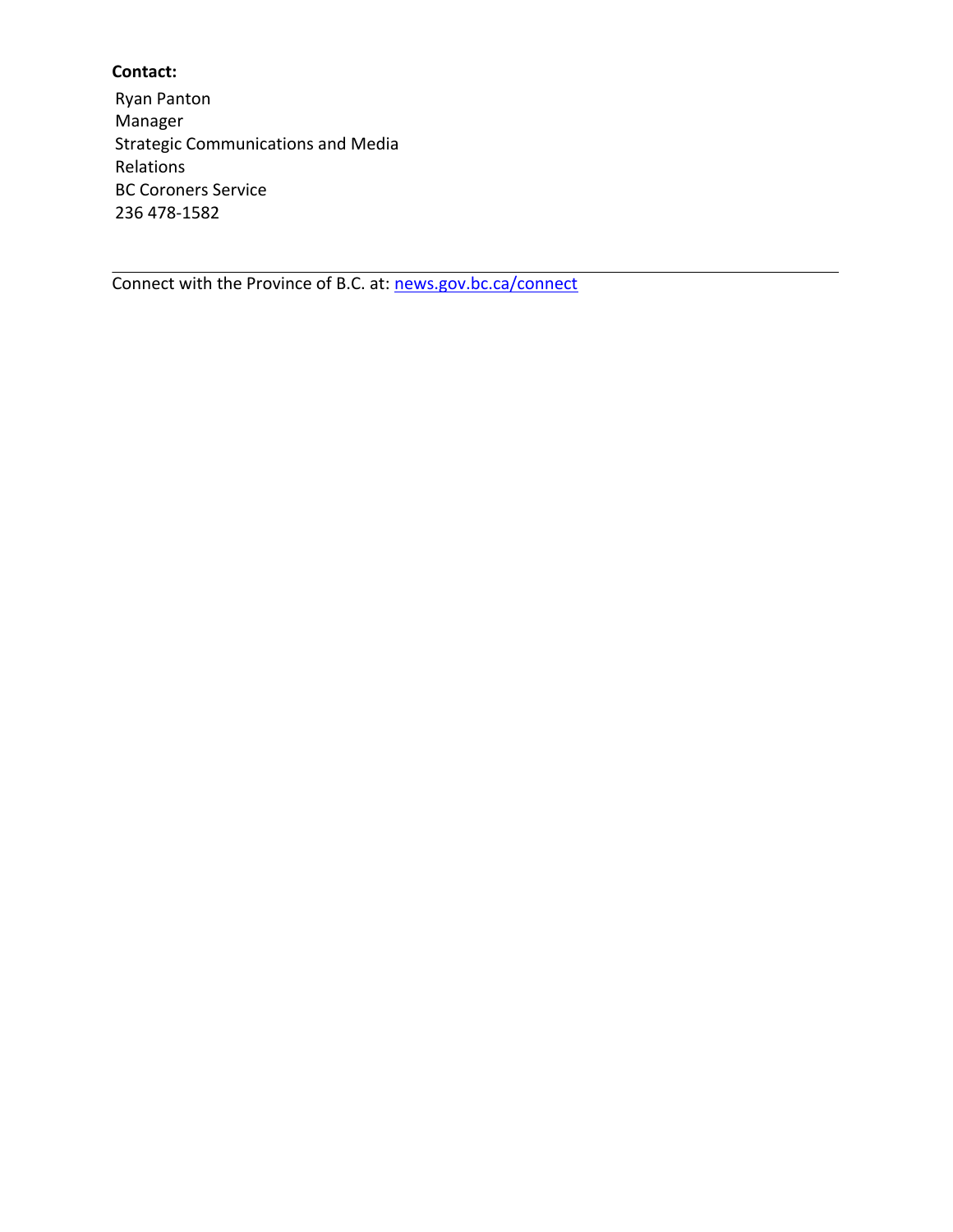**Contact:**

Ryan Panton
Manager
Strategic Communications and Media Relations
BC Coroners Service
236 478-1582

---

Connect with the Province of B.C. at: [news.gov.bc.ca/connect](news.gov.bc.ca/connect)